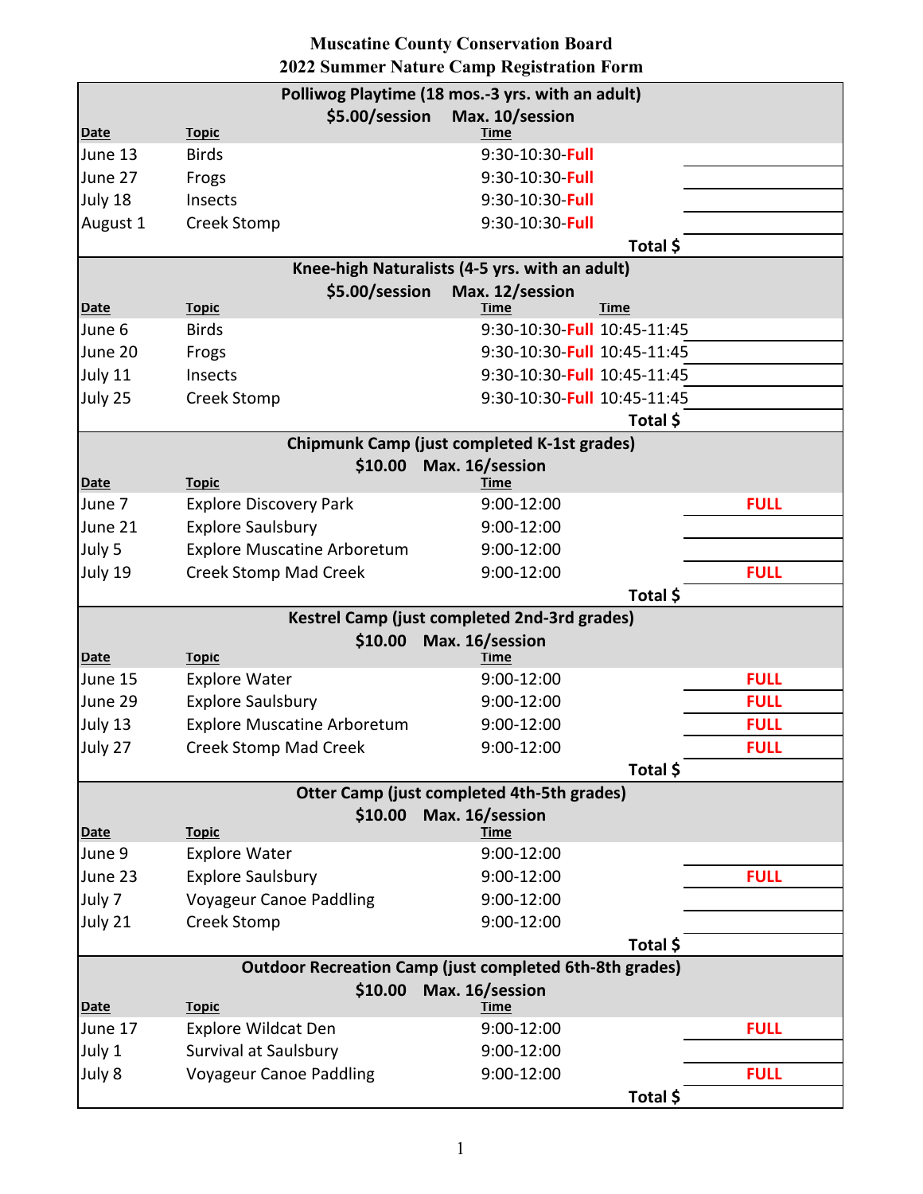# Muscatine County Conservation Board
## 2022 Summer Nature Camp Registration Form

### Polliwog Playtime (18 mos.-3 yrs. with an adult)

**$5.00/session Max. 10/session**

| Date | Topic | Time | |
|---|---|---|---|
| June 13 | Birds | 9:30-10:30-**Full** | |
| June 27 | Frogs | 9:30-10:30-**Full** | |
| July 18 | Insects | 9:30-10:30-**Full** | |
| August 1 | Creek Stomp | 9:30-10:30-**Full** | |
| | | **Total $** | |

### Knee-high Naturalists (4-5 yrs. with an adult)

**$5.00/session Max. 12/session**

| Date | Topic | Time | Time | |
|---|---|---|---|---|
| June 6 | Birds | 9:30-10:30-**Full** | 10:45-11:45 | |
| June 20 | Frogs | 9:30-10:30-**Full** | 10:45-11:45 | |
| July 11 | Insects | 9:30-10:30-**Full** | 10:45-11:45 | |
| July 25 | Creek Stomp | 9:30-10:30-**Full** | 10:45-11:45 | |
| | | | **Total $** | |

### Chipmunk Camp (just completed K-1st grades)

**$10.00 Max. 16/session**

| Date | Topic | Time | |
|---|---|---|---|
| June 7 | Explore Discovery Park | 9:00-12:00 | **FULL** |
| June 21 | Explore Saulsbury | 9:00-12:00 | |
| July 5 | Explore Muscatine Arboretum | 9:00-12:00 | |
| July 19 | Creek Stomp Mad Creek | 9:00-12:00 | **FULL** |
| | | **Total $** | |

### Kestrel Camp (just completed 2nd-3rd grades)

**$10.00 Max. 16/session**

| Date | Topic | Time | |
|---|---|---|---|
| June 15 | Explore Water | 9:00-12:00 | **FULL** |
| June 29 | Explore Saulsbury | 9:00-12:00 | **FULL** |
| July 13 | Explore Muscatine Arboretum | 9:00-12:00 | **FULL** |
| July 27 | Creek Stomp Mad Creek | 9:00-12:00 | **FULL** |
| | | **Total $** | |

### Otter Camp (just completed 4th-5th grades)

**$10.00 Max. 16/session**

| Date | Topic | Time | |
|---|---|---|---|
| June 9 | Explore Water | 9:00-12:00 | |
| June 23 | Explore Saulsbury | 9:00-12:00 | **FULL** |
| July 7 | Voyageur Canoe Paddling | 9:00-12:00 | |
| July 21 | Creek Stomp | 9:00-12:00 | |
| | | **Total $** | |

### Outdoor Recreation Camp (just completed 6th-8th grades)

**$10.00 Max. 16/session**

| Date | Topic | Time | |
|---|---|---|---|
| June 17 | Explore Wildcat Den | 9:00-12:00 | **FULL** |
| July 1 | Survival at Saulsbury | 9:00-12:00 | |
| July 8 | Voyageur Canoe Paddling | 9:00-12:00 | **FULL** |
| | | **Total $** | |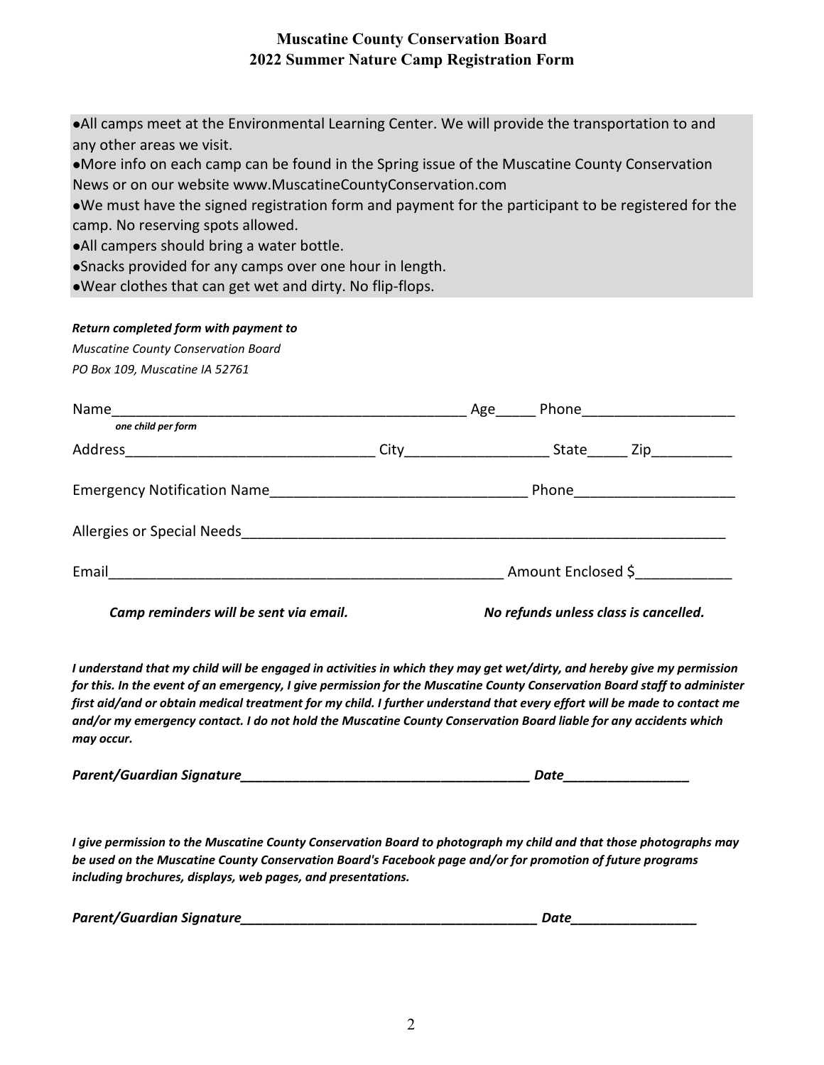# Muscatine County Conservation Board
## 2022 Summer Nature Camp Registration Form

- All camps meet at the Environmental Learning Center. We will provide the transportation to and any other areas we visit.
- More info on each camp can be found in the Spring issue of the Muscatine County Conservation News or on our website www.MuscatineCountyConservation.com
- We must have the signed registration form and payment for the participant to be registered for the camp. No reserving spots allowed.
- All campers should bring a water bottle.
- Snacks provided for any camps over one hour in length.
- Wear clothes that can get wet and dirty. No flip-flops.

***Return completed form with payment to***
*Muscatine County Conservation Board*
*PO Box 109, Muscatine IA 52761*

Name_____________________________________________ Age_____ Phone___________________
***one child per form***

Address______________________________ City_________________ State_____ Zip__________

Emergency Notification Name_______________________________ Phone___________________

Allergies or Special Needs_______________________________________________________________

Email__________________________________________________ Amount Enclosed $____________

***Camp reminders will be sent via email.*** ***No refunds unless class is cancelled.***

***I understand that my child will be engaged in activities in which they may get wet/dirty, and hereby give my permission for this. In the event of an emergency, I give permission for the Muscatine County Conservation Board staff to administer first aid/and or obtain medical treatment for my child. I further understand that every effort will be made to contact me and/or my emergency contact. I do not hold the Muscatine County Conservation Board liable for any accidents which may occur.***

***Parent/Guardian Signature_______________________________________ Date________________***

***I give permission to the Muscatine County Conservation Board to photograph my child and that those photographs may be used on the Muscatine County Conservation Board's Facebook page and/or for promotion of future programs including brochures, displays, web pages, and presentations.***

***Parent/Guardian Signature_______________________________________ Date________________***